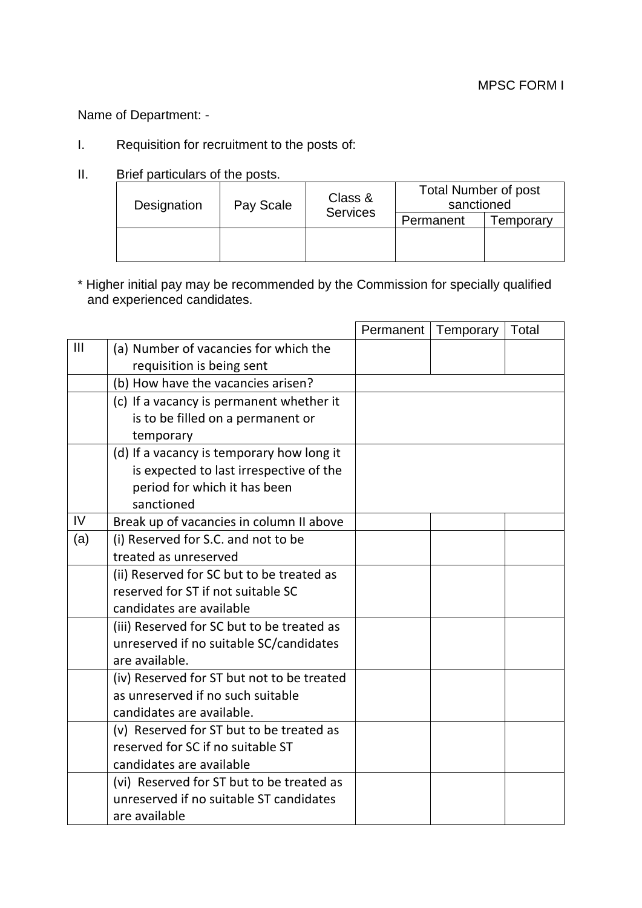MPSC FORM I

Name of Department: -

I. Requisition for recruitment to the posts of:

II. Brief particulars of the posts.

| Designation | Pay Scale | Class & Services | Total Number of post sanctioned | |
|---|---|---|---|---|
| | | | Permanent | Temporary |
| | | | | |

\* Higher initial pay may be recommended by the Commission for specially qualified and experienced candidates.

| | | Permanent | Temporary | Total |
|---|---|---|---|---|
| III | (a) Number of vacancies for which the requisition is being sent | | | |
| | (b) How have the vacancies arisen? | | | |
| | (c) If a vacancy is permanent whether it is to be filled on a permanent or temporary | | | |
| | (d) If a vacancy is temporary how long it is expected to last irrespective of the period for which it has been sanctioned | | | |
| IV | Break up of vacancies in column II above | | | |
| (a) | (i) Reserved for S.C. and not to be treated as unreserved | | | |
| | (ii) Reserved for SC but to be treated as reserved for ST if not suitable SC candidates are available | | | |
| | (iii) Reserved for SC but to be treated as unreserved if no suitable SC/candidates are available. | | | |
| | (iv) Reserved for ST but not to be treated as unreserved if no such suitable candidates are available. | | | |
| | (v) Reserved for ST but to be treated as reserved for SC if no suitable ST candidates are available | | | |
| | (vi) Reserved for ST but to be treated as unreserved if no suitable ST candidates are available | | | |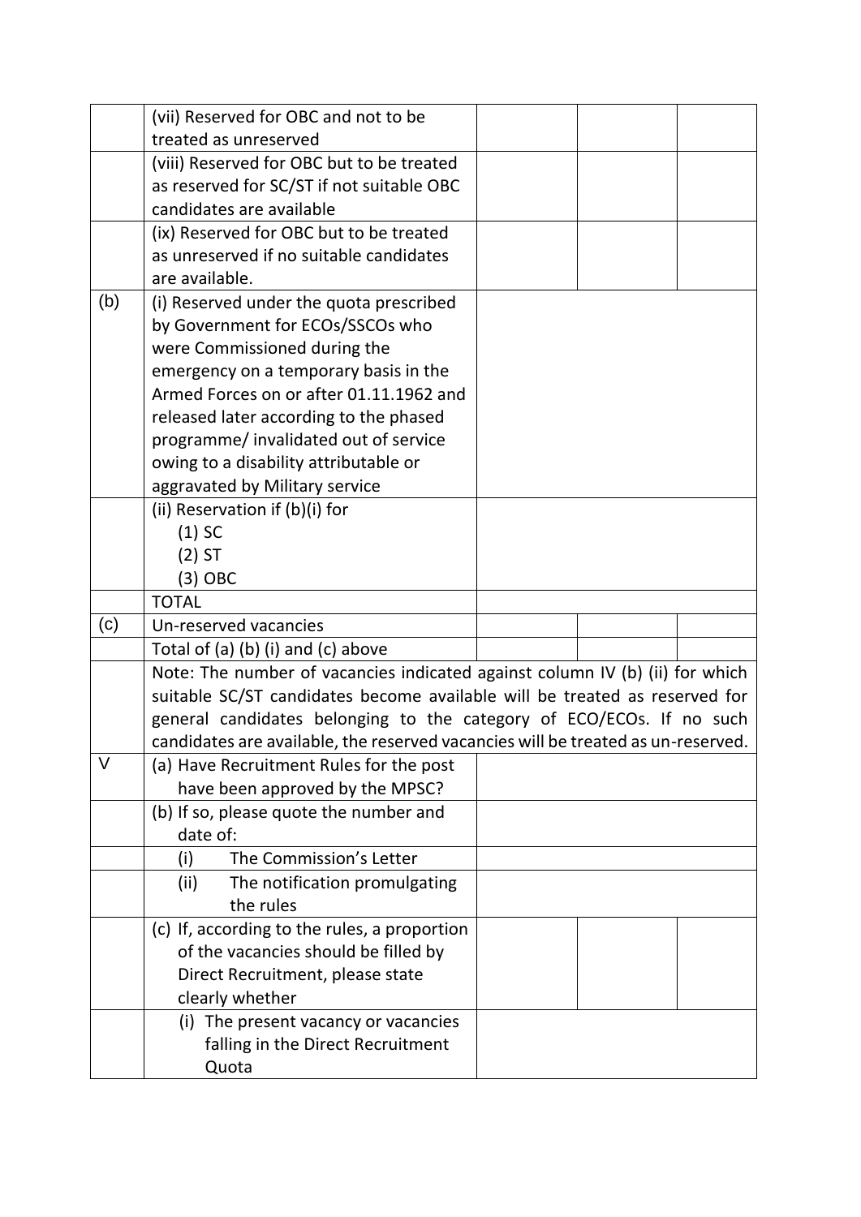| | | | | |
|---|---|---|---|---|
| | (vii) Reserved for OBC and not to be treated as unreserved | | | |
| | (viii) Reserved for OBC but to be treated as reserved for SC/ST if not suitable OBC candidates are available | | | |
| | (ix) Reserved for OBC but to be treated as unreserved if no suitable candidates are available. | | | |
| (b) | (i) Reserved under the quota prescribed by Government for ECOs/SSCOs who were Commissioned during the emergency on a temporary basis in the Armed Forces on or after 01.11.1962 and released later according to the phased programme/ invalidated out of service owing to a disability attributable or aggravated by Military service | | | |
| | (ii) Reservation if (b)(i) for<br>(1) SC<br>(2) ST<br>(3) OBC | | | |
| | TOTAL | | | |
| (c) | Un-reserved vacancies | | | |
| | Total of (a) (b) (i) and (c) above | | | |
| | Note: The number of vacancies indicated against column IV (b) (ii) for which suitable SC/ST candidates become available will be treated as reserved for general candidates belonging to the category of ECO/ECOs. If no such candidates are available, the reserved vacancies will be treated as un-reserved. | | | |
| V | (a) Have Recruitment Rules for the post have been approved by the MPSC? | | | |
| | (b) If so, please quote the number and date of: | | | |
| | (i) The Commission's Letter | | | |
| | (ii) The notification promulgating the rules | | | |
| | (c) If, according to the rules, a proportion of the vacancies should be filled by Direct Recruitment, please state clearly whether | | | |
| | (i) The present vacancy or vacancies falling in the Direct Recruitment Quota | | | |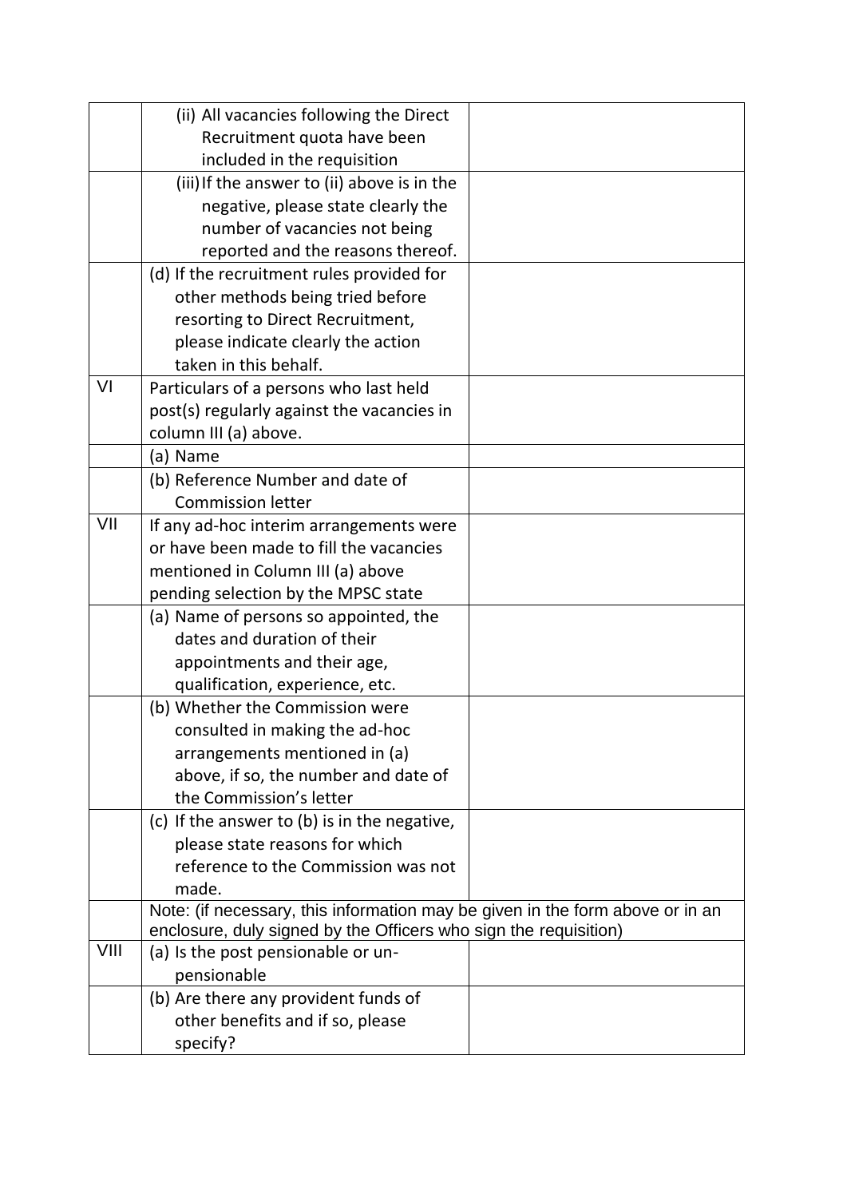| | | |
|---|---|---|
| | (ii) All vacancies following the Direct Recruitment quota have been included in the requisition | |
| | (iii) If the answer to (ii) above is in the negative, please state clearly the number of vacancies not being reported and the reasons thereof. | |
| | (d) If the recruitment rules provided for other methods being tried before resorting to Direct Recruitment, please indicate clearly the action taken in this behalf. | |
| VI | Particulars of a persons who last held post(s) regularly against the vacancies in column III (a) above. | |
| | (a) Name | |
| | (b) Reference Number and date of Commission letter | |
| VII | If any ad-hoc interim arrangements were or have been made to fill the vacancies mentioned in Column III (a) above pending selection by the MPSC state | |
| | (a) Name of persons so appointed, the dates and duration of their appointments and their age, qualification, experience, etc. | |
| | (b) Whether the Commission were consulted in making the ad-hoc arrangements mentioned in (a) above, if so, the number and date of the Commission's letter | |
| | (c) If the answer to (b) is in the negative, please state reasons for which reference to the Commission was not made. | |
| | Note: (if necessary, this information may be given in the form above or in an enclosure, duly signed by the Officers who sign the requisition) | |
| VIII | (a) Is the post pensionable or un-pensionable | |
| | (b) Are there any provident funds of other benefits and if so, please specify? | |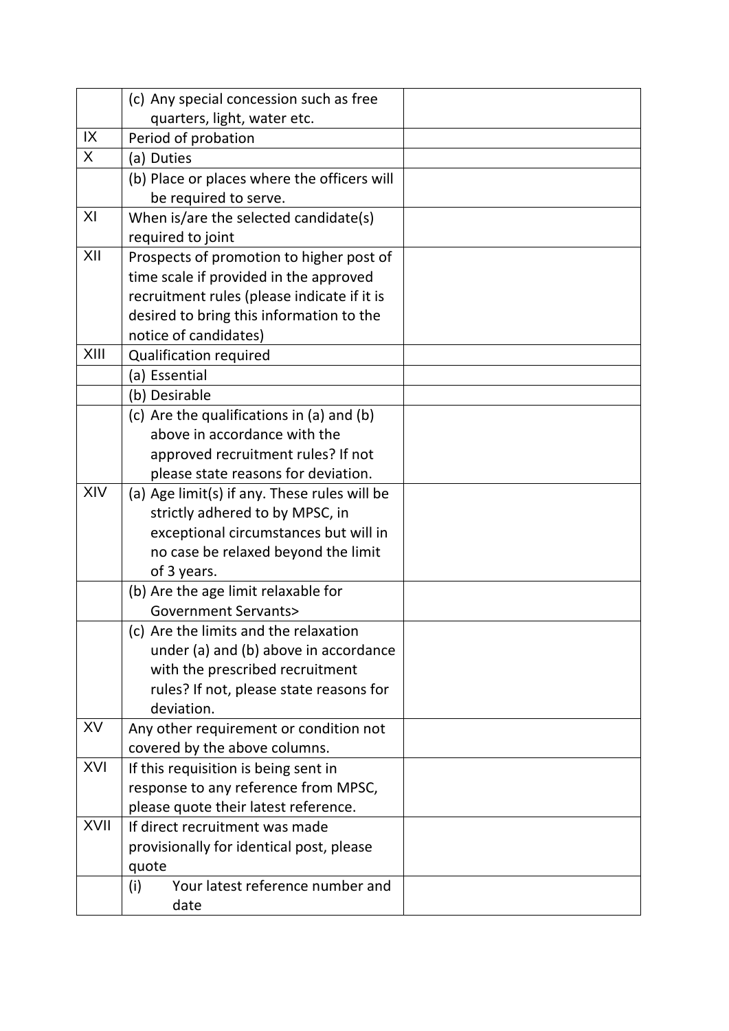| | | |
|---|---|---|
| | (c) Any special concession such as free quarters, light, water etc. | |
| IX | Period of probation | |
| X | (a) Duties | |
| | (b) Place or places where the officers will be required to serve. | |
| XI | When is/are the selected candidate(s) required to joint | |
| XII | Prospects of promotion to higher post of time scale if provided in the approved recruitment rules (please indicate if it is desired to bring this information to the notice of candidates) | |
| XIII | Qualification required | |
| | (a) Essential | |
| | (b) Desirable | |
| | (c) Are the qualifications in (a) and (b) above in accordance with the approved recruitment rules? If not please state reasons for deviation. | |
| XIV | (a) Age limit(s) if any. These rules will be strictly adhered to by MPSC, in exceptional circumstances but will in no case be relaxed beyond the limit of 3 years. | |
| | (b) Are the age limit relaxable for Government Servants> | |
| | (c) Are the limits and the relaxation under (a) and (b) above in accordance with the prescribed recruitment rules? If not, please state reasons for deviation. | |
| XV | Any other requirement or condition not covered by the above columns. | |
| XVI | If this requisition is being sent in response to any reference from MPSC, please quote their latest reference. | |
| XVII | If direct recruitment was made provisionally for identical post, please quote | |
| | (i) Your latest reference number and date | |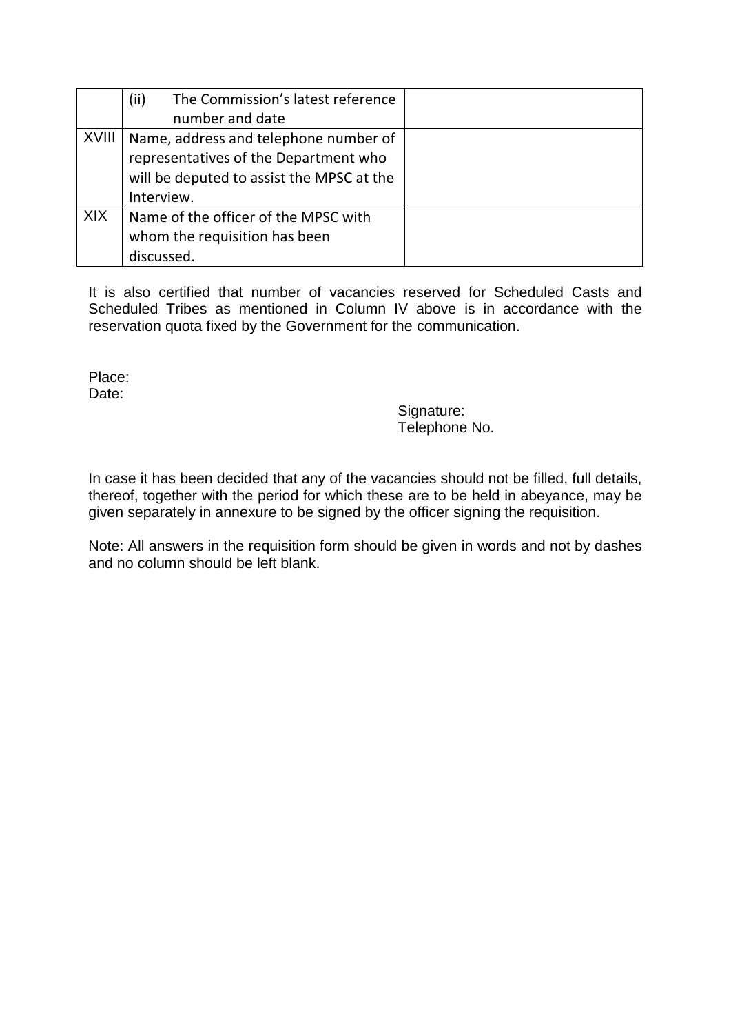| | | |
|---|---|---|
| | (ii) The Commission's latest reference number and date | |
| XVIII | Name, address and telephone number of representatives of the Department who will be deputed to assist the MPSC at the Interview. | |
| XIX | Name of the officer of the MPSC with whom the requisition has been discussed. | |

It is also certified that number of vacancies reserved for Scheduled Casts and Scheduled Tribes as mentioned in Column IV above is in accordance with the reservation quota fixed by the Government for the communication.

Place:
Date:

Signature:
Telephone No.

In case it has been decided that any of the vacancies should not be filled, full details, thereof, together with the period for which these are to be held in abeyance, may be given separately in annexure to be signed by the officer signing the requisition.

Note: All answers in the requisition form should be given in words and not by dashes and no column should be left blank.